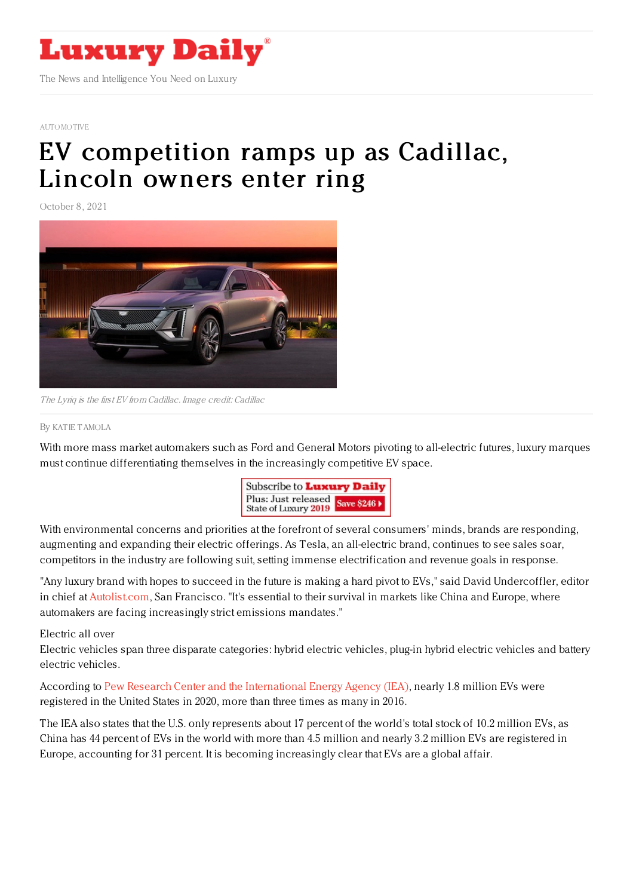# Luxury Daily

The News and Intelligence You Need on Luxury

AUTOMOTIVE

# EV competition ramps up as Cadillac, Lincoln owners enter ring

October 8, 2021

*The Lyriq is the first EV from Cadillac. Image credit: Cadillac*

By KATIE TAMOLA

With more mass market automakers such as Ford and General Motors pivoting to all-electric futures, luxury marques must continue differentiating themselves in the increasingly competitive EV space.

With environmental concerns and priorities at the forefront of several consumers' minds, brands are responding, augmenting and expanding their electric offerings. As Tesla, an all-electric brand, continues to see sales soar, competitors in the industry are following suit, setting immense electrification and revenue goals in response.

"Any luxury brand with hopes to succeed in the future is making a hard pivot to EVs," said David Undercoffler, editor in chief at Autolist.com, San Francisco. "It's essential to their survival in markets like China and Europe, where automakers are facing increasingly strict emissions mandates."

Electric all over

Electric vehicles span three disparate categories: hybrid electric vehicles, plug-in hybrid electric vehicles and battery electric vehicles.

According to Pew Research Center and the International Energy Agency (IEA), nearly 1.8 million EVs were registered in the United States in 2020, more than three times as many in 2016.

The IEA also states that the U.S. only represents about 17 percent of the world's total stock of 10.2 million EVs, as China has 44 percent of EVs in the world with more than 4.5 million and nearly 3.2 million EVs are registered in Europe, accounting for 31 percent. It is becoming increasingly clear that EVs are a global affair.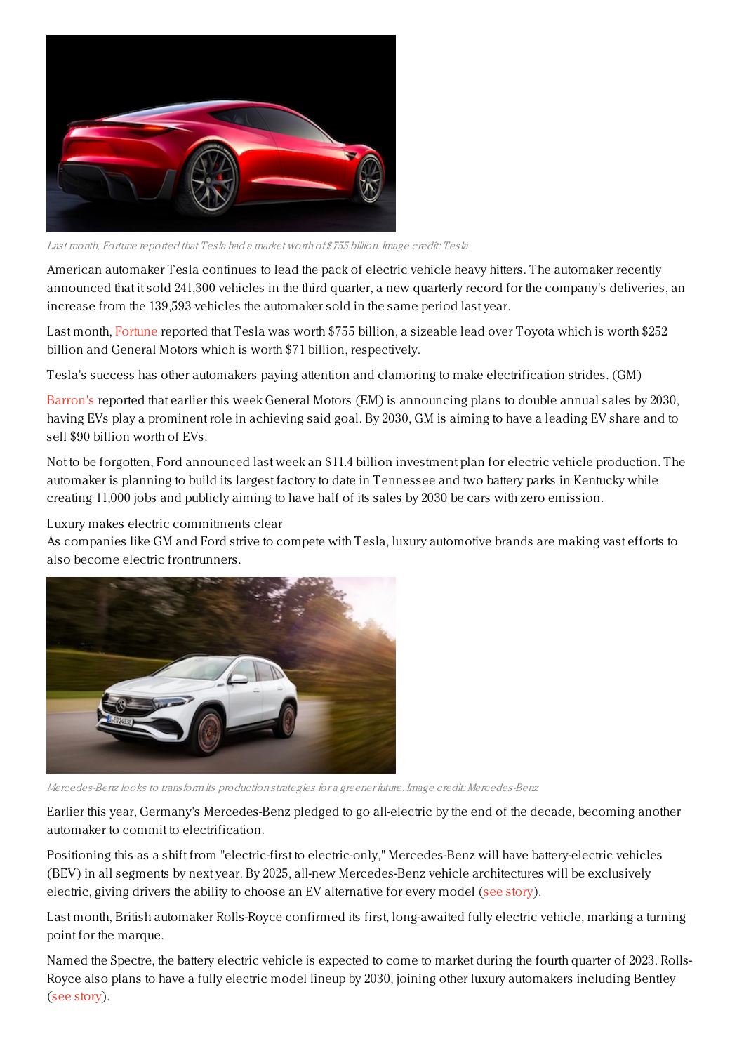Last month, Fortune reported that Tesla had a market worth of $755 billion. Image credit: Tesla

American automaker Tesla continues to lead the pack of electric vehicle heavy hitters. The automaker recently announced that it sold 241,300 vehicles in the third quarter, a new quarterly record for the company's deliveries, an increase from the 139,593 vehicles the automaker sold in the same period last year.

Last month, Fortune reported that Tesla was worth $755 billion, a sizeable lead over Toyota which is worth $252 billion and General Motors which is worth $71 billion, respectively.

Tesla's success has other automakers paying attention and clamoring to make electrification strides. (GM)

Barron's reported that earlier this week General Motors (EM) is announcing plans to double annual sales by 2030, having EVs play a prominent role in achieving said goal. By 2030, GM is aiming to have a leading EV share and to sell $90 billion worth of EVs.

Not to be forgotten, Ford announced last week an $11.4 billion investment plan for electric vehicle production. The automaker is planning to build its largest factory to date in Tennessee and two battery parks in Kentucky while creating 11,000 jobs and publicly aiming to have half of its sales by 2030 be cars with zero emission.

Luxury makes electric commitments clear

As companies like GM and Ford strive to compete with Tesla, luxury automotive brands are making vast efforts to also become electric frontrunners.

Mercedes-Benz looks to transform its production strategies for a greener future. Image credit: Mercedes-Benz

Earlier this year, Germany's Mercedes-Benz pledged to go all-electric by the end of the decade, becoming another automaker to commit to electrification.

Positioning this as a shift from "electric-first to electric-only," Mercedes-Benz will have battery-electric vehicles (BEV) in all segments by next year. By 2025, all-new Mercedes-Benz vehicle architectures will be exclusively electric, giving drivers the ability to choose an EV alternative for every model (see story).

Last month, British automaker Rolls-Royce confirmed its first, long-awaited fully electric vehicle, marking a turning point for the marque.

Named the Spectre, the battery electric vehicle is expected to come to market during the fourth quarter of 2023. Rolls-Royce also plans to have a fully electric model lineup by 2030, joining other luxury automakers including Bentley (see story).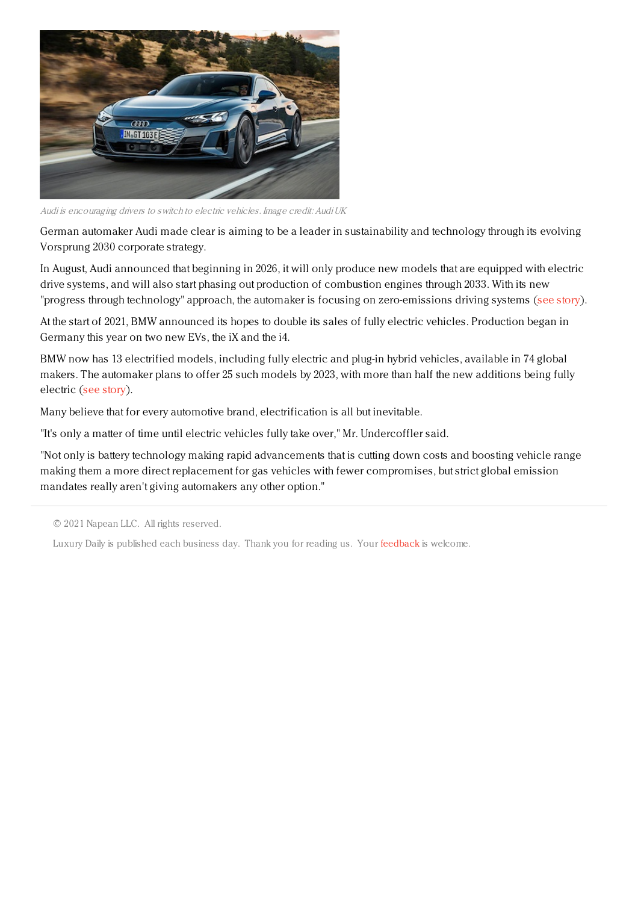*Audi is encouraging drivers to switch to electric vehicles. Image credit: Audi UK*

German automaker Audi made clear is aiming to be a leader in sustainability and technology through its evolving Vorsprung 2030 corporate strategy.

In August, Audi announced that beginning in 2026, it will only produce new models that are equipped with electric drive systems, and will also start phasing out production of combustion engines through 2033. With its new "progress through technology" approach, the automaker is focusing on zero-emissions driving systems (see story).

At the start of 2021, BMW announced its hopes to double its sales of fully electric vehicles. Production began in Germany this year on two new EVs, the iX and the i4.

BMW now has 13 electrified models, including fully electric and plug-in hybrid vehicles, available in 74 global makers. The automaker plans to offer 25 such models by 2023, with more than half the new additions being fully electric (see story).

Many believe that for every automotive brand, electrification is all but inevitable.

"It's only a matter of time until electric vehicles fully take over," Mr. Undercoffler said.

"Not only is battery technology making rapid advancements that is cutting down costs and boosting vehicle range making them a more direct replacement for gas vehicles with fewer compromises, but strict global emission mandates really aren't giving automakers any other option."

© 2021 Napean LLC. All rights reserved.

Luxury Daily is published each business day. Thank you for reading us. Your feedback is welcome.